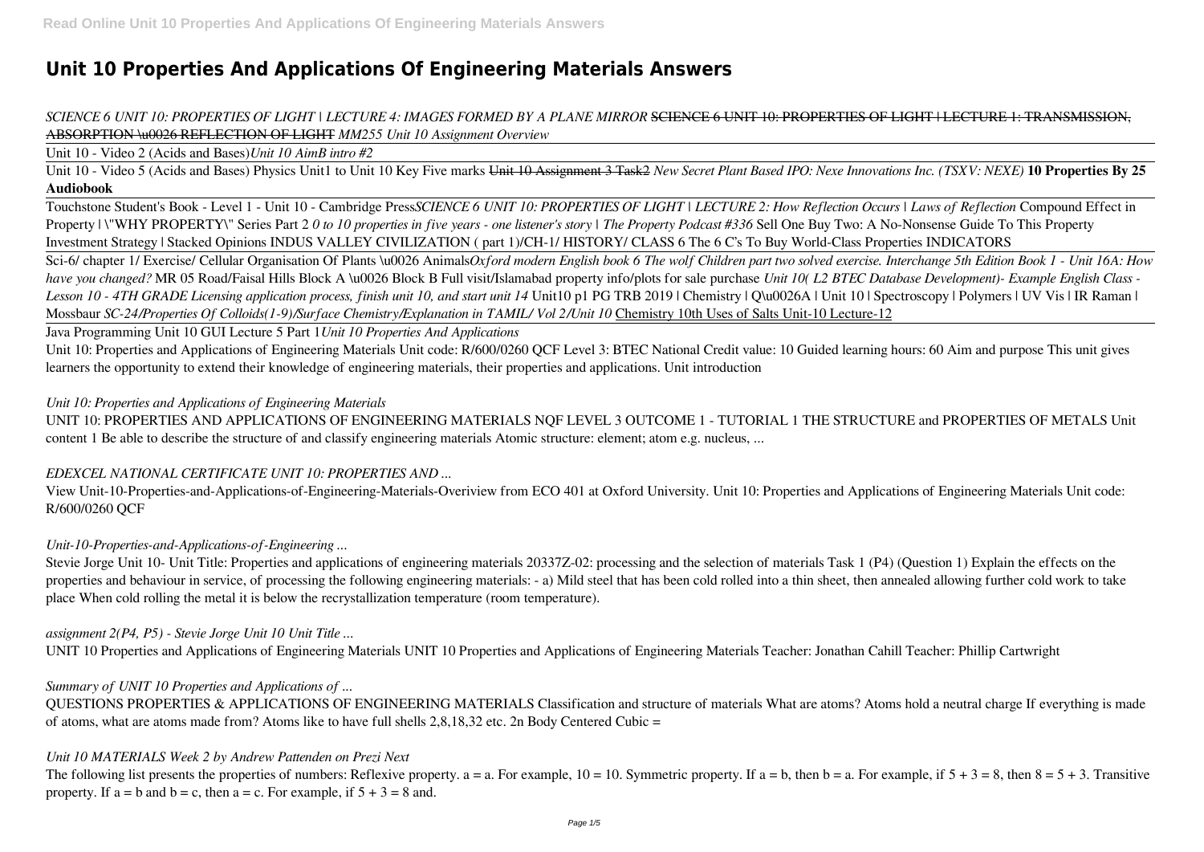# Unit 10 Properties And Applications Of Engineering Materials Answers

*SCIENCE 6 UNIT 10: PROPERTIES OF LIGHT | LECTURE 4: IMAGES FORMED BY A PLANE MIRROR* ~~SCIENCE 6 UNIT 10: PROPERTIES OF LIGHT | LECTURE 1: TRANSMISSION, ABSORPTION \u0026 REFLECTION OF LIGHT~~ *MM255 Unit 10 Assignment Overview*

Unit 10 - Video 2 (Acids and Bases)*Unit 10 AimB intro #2*

Unit 10 - Video 5 (Acids and Bases) Physics Unit1 to Unit 10 Key Five marks ~~Unit 10 Assignment 3 Task2~~ *New Secret Plant Based IPO: Nexe Innovations Inc. (TSXV: NEXE)* **10 Properties By 25 Audiobook**

Touchstone Student's Book - Level 1 - Unit 10 - Cambridge Press*SCIENCE 6 UNIT 10: PROPERTIES OF LIGHT | LECTURE 2: How Reflection Occurs | Laws of Reflection* Compound Effect in Property | \"WHY PROPERTY\" Series Part 2 *0 to 10 properties in five years - one listener's story | The Property Podcast #336* Sell One Buy Two: A No-Nonsense Guide To This Property Investment Strategy | Stacked Opinions INDUS VALLEY CIVILIZATION ( part 1)/CH-1/ HISTORY/ CLASS 6 The 6 C's To Buy World-Class Properties INDICATORS

Sci-6/ chapter 1/ Exercise/ Cellular Organisation Of Plants \u0026 Animals*Oxford modern English book 6 The wolf Children part two solved exercise. Interchange 5th Edition Book 1 - Unit 16A: How have you changed?* MR 05 Road/Faisal Hills Block A \u0026 Block B Full visit/Islamabad property info/plots for sale purchase *Unit 10( L2 BTEC Database Development)- Example English Class - Lesson 10 - 4TH GRADE Licensing application process, finish unit 10, and start unit 14* Unit10 p1 PG TRB 2019 | Chemistry | Q\u0026A | Unit 10 | Spectroscopy | Polymers | UV Vis | IR Raman | Mossbaur *SC-24/Properties Of Colloids(1-9)/Surface Chemistry/Explanation in TAMIL/ Vol 2/Unit 10* Chemistry 10th Uses of Salts Unit-10 Lecture-12

Java Programming Unit 10 GUI Lecture 5 Part 1*Unit 10 Properties And Applications*

Unit 10: Properties and Applications of Engineering Materials Unit code: R/600/0260 QCF Level 3: BTEC National Credit value: 10 Guided learning hours: 60 Aim and purpose This unit gives learners the opportunity to extend their knowledge of engineering materials, their properties and applications. Unit introduction

*Unit 10: Properties and Applications of Engineering Materials*

UNIT 10: PROPERTIES AND APPLICATIONS OF ENGINEERING MATERIALS NQF LEVEL 3 OUTCOME 1 - TUTORIAL 1 THE STRUCTURE and PROPERTIES OF METALS Unit content 1 Be able to describe the structure of and classify engineering materials Atomic structure: element; atom e.g. nucleus, ...

*EDEXCEL NATIONAL CERTIFICATE UNIT 10: PROPERTIES AND ...*

View Unit-10-Properties-and-Applications-of-Engineering-Materials-Overiview from ECO 401 at Oxford University. Unit 10: Properties and Applications of Engineering Materials Unit code: R/600/0260 QCF

*Unit-10-Properties-and-Applications-of-Engineering ...*

Stevie Jorge Unit 10- Unit Title: Properties and applications of engineering materials 20337Z-02: processing and the selection of materials Task 1 (P4) (Question 1) Explain the effects on the properties and behaviour in service, of processing the following engineering materials: - a) Mild steel that has been cold rolled into a thin sheet, then annealed allowing further cold work to take place When cold rolling the metal it is below the recrystallization temperature (room temperature).

*assignment 2(P4, P5) - Stevie Jorge Unit 10 Unit Title ...*

UNIT 10 Properties and Applications of Engineering Materials UNIT 10 Properties and Applications of Engineering Materials Teacher: Jonathan Cahill Teacher: Phillip Cartwright

*Summary of UNIT 10 Properties and Applications of ...*

QUESTIONS PROPERTIES & APPLICATIONS OF ENGINEERING MATERIALS Classification and structure of materials What are atoms? Atoms hold a neutral charge If everything is made of atoms, what are atoms made from? Atoms like to have full shells 2,8,18,32 etc. 2n Body Centered Cubic =

*Unit 10 MATERIALS Week 2 by Andrew Pattenden on Prezi Next*

The following list presents the properties of numbers: Reflexive property. $a = a$. For example, $10 = 10$. Symmetric property. If $a = b$, then $b = a$. For example, if $5 + 3 = 8$, then $8 = 5 + 3$. Transitive property. If $a = b$ and $b = c$, then $a = c$. For example, if $5 + 3 = 8$ and.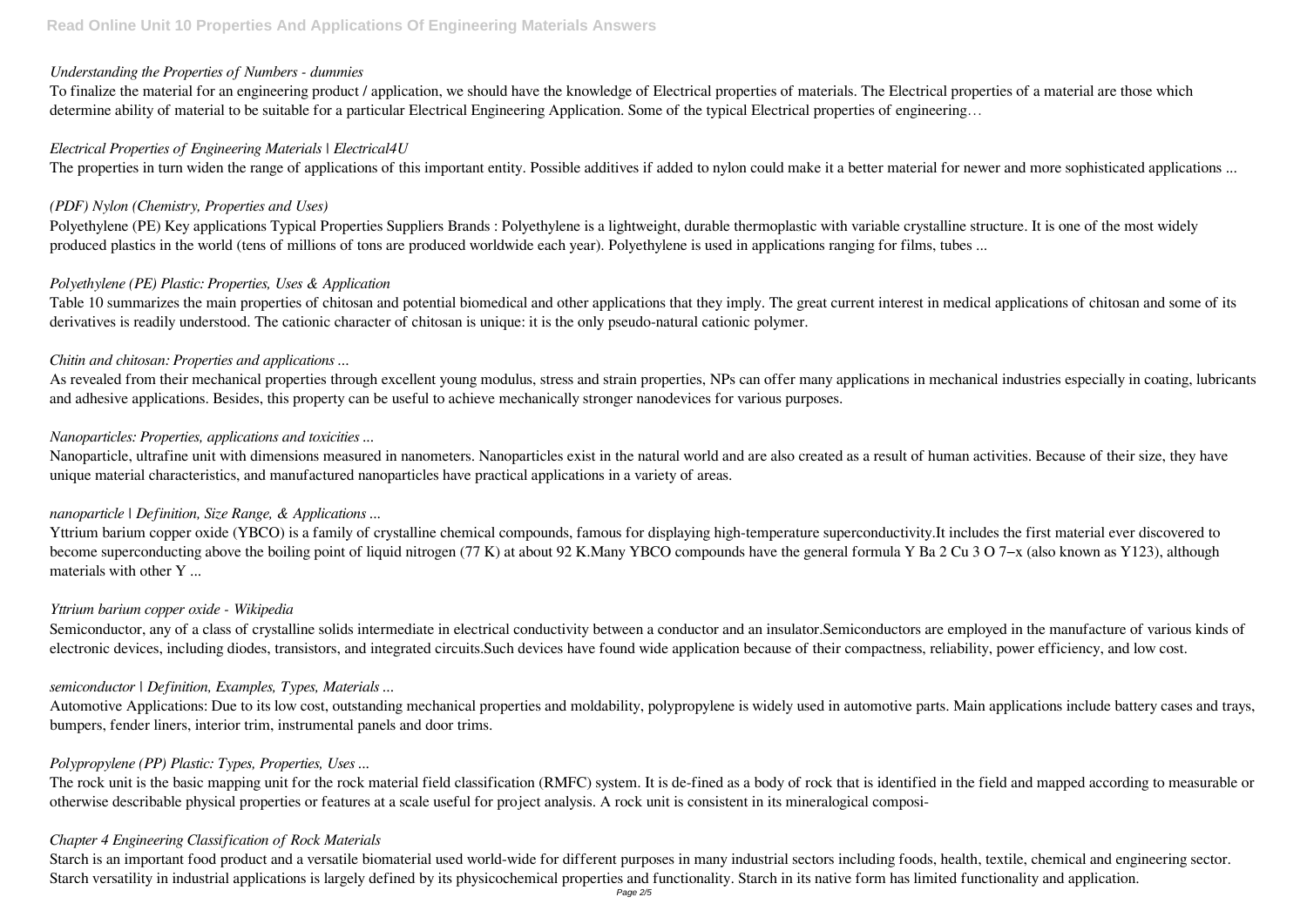*Understanding the Properties of Numbers - dummies*

To finalize the material for an engineering product / application, we should have the knowledge of Electrical properties of materials. The Electrical properties of a material are those which determine ability of material to be suitable for a particular Electrical Engineering Application. Some of the typical Electrical properties of engineering…

*Electrical Properties of Engineering Materials | Electrical4U*

The properties in turn widen the range of applications of this important entity. Possible additives if added to nylon could make it a better material for newer and more sophisticated applications ...

*(PDF) Nylon (Chemistry, Properties and Uses)*

Polyethylene (PE) Key applications Typical Properties Suppliers Brands : Polyethylene is a lightweight, durable thermoplastic with variable crystalline structure. It is one of the most widely produced plastics in the world (tens of millions of tons are produced worldwide each year). Polyethylene is used in applications ranging for films, tubes ...

*Polyethylene (PE) Plastic: Properties, Uses & Application*

Table 10 summarizes the main properties of chitosan and potential biomedical and other applications that they imply. The great current interest in medical applications of chitosan and some of its derivatives is readily understood. The cationic character of chitosan is unique: it is the only pseudo-natural cationic polymer.

*Chitin and chitosan: Properties and applications ...*

As revealed from their mechanical properties through excellent young modulus, stress and strain properties, NPs can offer many applications in mechanical industries especially in coating, lubricants and adhesive applications. Besides, this property can be useful to achieve mechanically stronger nanodevices for various purposes.

*Nanoparticles: Properties, applications and toxicities ...*

Nanoparticle, ultrafine unit with dimensions measured in nanometers. Nanoparticles exist in the natural world and are also created as a result of human activities. Because of their size, they have unique material characteristics, and manufactured nanoparticles have practical applications in a variety of areas.

*nanoparticle | Definition, Size Range, & Applications ...*

Yttrium barium copper oxide (YBCO) is a family of crystalline chemical compounds, famous for displaying high-temperature superconductivity.It includes the first material ever discovered to become superconducting above the boiling point of liquid nitrogen (77 K) at about 92 K.Many YBCO compounds have the general formula $YBa_2Cu_3O_{7-x}$ (also known as Y123), although materials with other Y ...

*Yttrium barium copper oxide - Wikipedia*

Semiconductor, any of a class of crystalline solids intermediate in electrical conductivity between a conductor and an insulator.Semiconductors are employed in the manufacture of various kinds of electronic devices, including diodes, transistors, and integrated circuits.Such devices have found wide application because of their compactness, reliability, power efficiency, and low cost.

*semiconductor | Definition, Examples, Types, Materials ...*

Automotive Applications: Due to its low cost, outstanding mechanical properties and moldability, polypropylene is widely used in automotive parts. Main applications include battery cases and trays, bumpers, fender liners, interior trim, instrumental panels and door trims.

*Polypropylene (PP) Plastic: Types, Properties, Uses ...*

The rock unit is the basic mapping unit for the rock material field classification (RMFC) system. It is de-fined as a body of rock that is identified in the field and mapped according to measurable or otherwise describable physical properties or features at a scale useful for project analysis. A rock unit is consistent in its mineralogical composi-

*Chapter 4 Engineering Classification of Rock Materials*

Starch is an important food product and a versatile biomaterial used world-wide for different purposes in many industrial sectors including foods, health, textile, chemical and engineering sector. Starch versatility in industrial applications is largely defined by its physicochemical properties and functionality. Starch in its native form has limited functionality and application.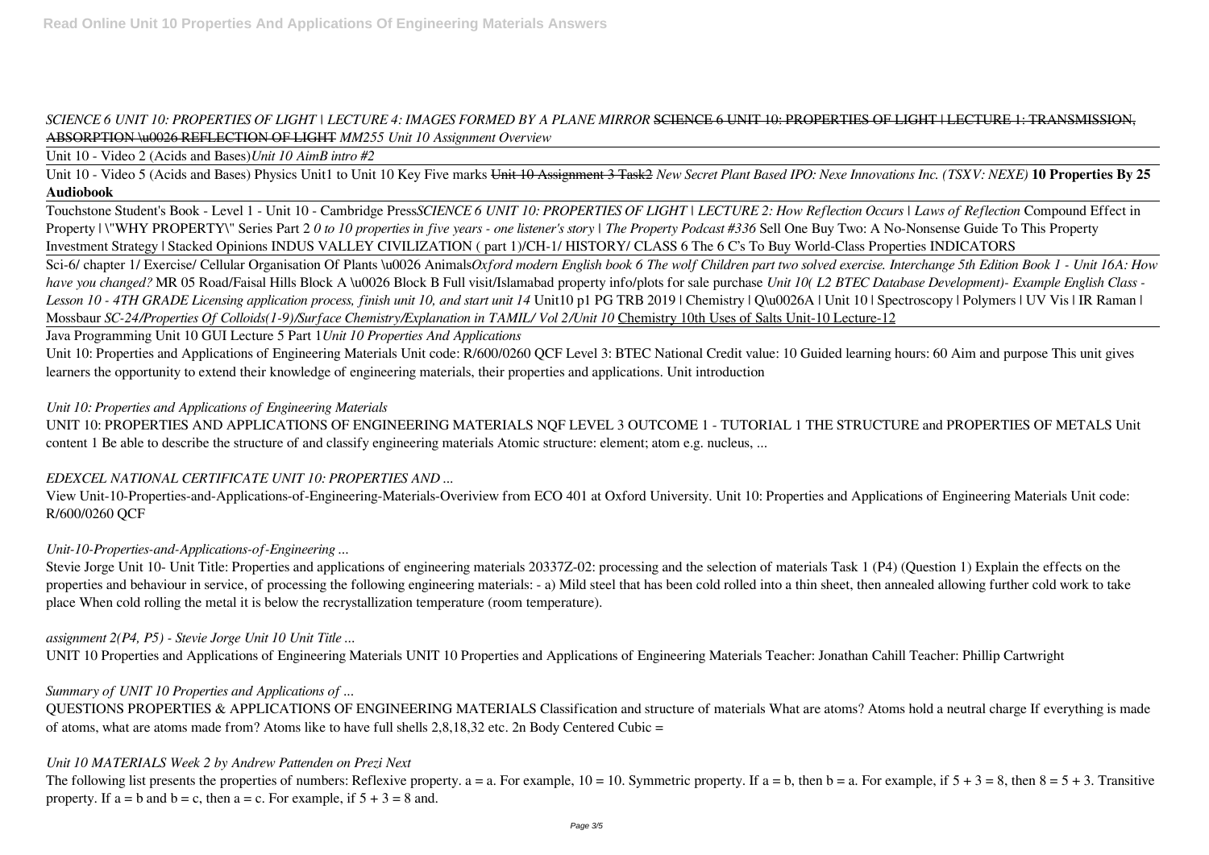*SCIENCE 6 UNIT 10: PROPERTIES OF LIGHT | LECTURE 4: IMAGES FORMED BY A PLANE MIRROR* ~~SCIENCE 6 UNIT 10: PROPERTIES OF LIGHT | LECTURE 1: TRANSMISSION, ABSORPTION \u0026 REFLECTION OF LIGHT~~ *MM255 Unit 10 Assignment Overview*

Unit 10 - Video 2 (Acids and Bases)*Unit 10 AimB intro #2*

Unit 10 - Video 5 (Acids and Bases) Physics Unit1 to Unit 10 Key Five marks ~~Unit 10 Assignment 3 Task2~~ *New Secret Plant Based IPO: Nexe Innovations Inc. (TSXV: NEXE)* **10 Properties By 25 Audiobook**

Touchstone Student's Book - Level 1 - Unit 10 - Cambridge Press*SCIENCE 6 UNIT 10: PROPERTIES OF LIGHT | LECTURE 2: How Reflection Occurs | Laws of Reflection* Compound Effect in Property | \"WHY PROPERTY\" Series Part 2 *0 to 10 properties in five years - one listener's story | The Property Podcast #336* Sell One Buy Two: A No-Nonsense Guide To This Property Investment Strategy | Stacked Opinions INDUS VALLEY CIVILIZATION ( part 1)/CH-1/ HISTORY/ CLASS 6 The 6 C's To Buy World-Class Properties INDICATORS

Sci-6/ chapter 1/ Exercise/ Cellular Organisation Of Plants \u0026 Animals*Oxford modern English book 6 The wolf Children part two solved exercise. Interchange 5th Edition Book 1 - Unit 16A: How have you changed?* MR 05 Road/Faisal Hills Block A \u0026 Block B Full visit/Islamabad property info/plots for sale purchase *Unit 10( L2 BTEC Database Development)- Example English Class - Lesson 10 - 4TH GRADE Licensing application process, finish unit 10, and start unit 14* Unit10 p1 PG TRB 2019 | Chemistry | Q\u0026A | Unit 10 | Spectroscopy | Polymers | UV Vis | IR Raman | Mossbaur *SC-24/Properties Of Colloids(1-9)/Surface Chemistry/Explanation in TAMIL/ Vol 2/Unit 10* Chemistry 10th Uses of Salts Unit-10 Lecture-12

Java Programming Unit 10 GUI Lecture 5 Part 1*Unit 10 Properties And Applications*

Unit 10: Properties and Applications of Engineering Materials Unit code: R/600/0260 QCF Level 3: BTEC National Credit value: 10 Guided learning hours: 60 Aim and purpose This unit gives learners the opportunity to extend their knowledge of engineering materials, their properties and applications. Unit introduction

*Unit 10: Properties and Applications of Engineering Materials*

UNIT 10: PROPERTIES AND APPLICATIONS OF ENGINEERING MATERIALS NQF LEVEL 3 OUTCOME 1 - TUTORIAL 1 THE STRUCTURE and PROPERTIES OF METALS Unit content 1 Be able to describe the structure of and classify engineering materials Atomic structure: element; atom e.g. nucleus, ...

*EDEXCEL NATIONAL CERTIFICATE UNIT 10: PROPERTIES AND ...*

View Unit-10-Properties-and-Applications-of-Engineering-Materials-Overiview from ECO 401 at Oxford University. Unit 10: Properties and Applications of Engineering Materials Unit code: R/600/0260 QCF

*Unit-10-Properties-and-Applications-of-Engineering ...*

Stevie Jorge Unit 10- Unit Title: Properties and applications of engineering materials 20337Z-02: processing and the selection of materials Task 1 (P4) (Question 1) Explain the effects on the properties and behaviour in service, of processing the following engineering materials: - a) Mild steel that has been cold rolled into a thin sheet, then annealed allowing further cold work to take place When cold rolling the metal it is below the recrystallization temperature (room temperature).

*assignment 2(P4, P5) - Stevie Jorge Unit 10 Unit Title ...*

UNIT 10 Properties and Applications of Engineering Materials UNIT 10 Properties and Applications of Engineering Materials Teacher: Jonathan Cahill Teacher: Phillip Cartwright

*Summary of UNIT 10 Properties and Applications of ...*

QUESTIONS PROPERTIES & APPLICATIONS OF ENGINEERING MATERIALS Classification and structure of materials What are atoms? Atoms hold a neutral charge If everything is made of atoms, what are atoms made from? Atoms like to have full shells 2,8,18,32 etc. 2n Body Centered Cubic =

*Unit 10 MATERIALS Week 2 by Andrew Pattenden on Prezi Next*

The following list presents the properties of numbers: Reflexive property. a = a. For example, 10 = 10. Symmetric property. If a = b, then b = a. For example, if 5 + 3 = 8, then 8 = 5 + 3. Transitive property. If a = b and b = c, then a = c. For example, if 5 + 3 = 8 and.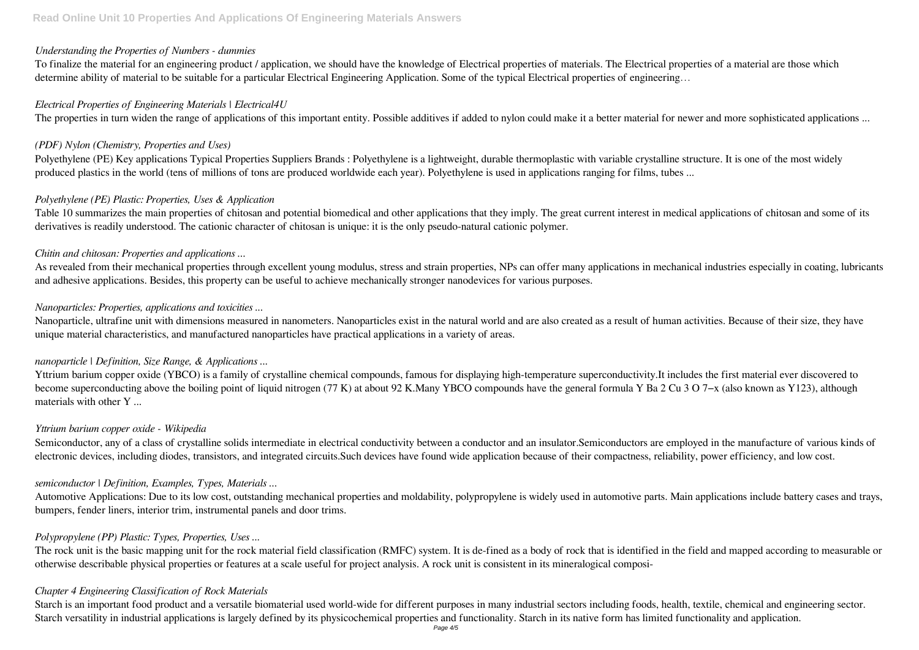*Understanding the Properties of Numbers - dummies*

To finalize the material for an engineering product / application, we should have the knowledge of Electrical properties of materials. The Electrical properties of a material are those which determine ability of material to be suitable for a particular Electrical Engineering Application. Some of the typical Electrical properties of engineering…

*Electrical Properties of Engineering Materials | Electrical4U*

The properties in turn widen the range of applications of this important entity. Possible additives if added to nylon could make it a better material for newer and more sophisticated applications ...

*(PDF) Nylon (Chemistry, Properties and Uses)*

Polyethylene (PE) Key applications Typical Properties Suppliers Brands : Polyethylene is a lightweight, durable thermoplastic with variable crystalline structure. It is one of the most widely produced plastics in the world (tens of millions of tons are produced worldwide each year). Polyethylene is used in applications ranging for films, tubes ...

*Polyethylene (PE) Plastic: Properties, Uses & Application*

Table 10 summarizes the main properties of chitosan and potential biomedical and other applications that they imply. The great current interest in medical applications of chitosan and some of its derivatives is readily understood. The cationic character of chitosan is unique: it is the only pseudo-natural cationic polymer.

*Chitin and chitosan: Properties and applications ...*

As revealed from their mechanical properties through excellent young modulus, stress and strain properties, NPs can offer many applications in mechanical industries especially in coating, lubricants and adhesive applications. Besides, this property can be useful to achieve mechanically stronger nanodevices for various purposes.

*Nanoparticles: Properties, applications and toxicities ...*

Nanoparticle, ultrafine unit with dimensions measured in nanometers. Nanoparticles exist in the natural world and are also created as a result of human activities. Because of their size, they have unique material characteristics, and manufactured nanoparticles have practical applications in a variety of areas.

*nanoparticle | Definition, Size Range, & Applications ...*

Yttrium barium copper oxide (YBCO) is a family of crystalline chemical compounds, famous for displaying high-temperature superconductivity.It includes the first material ever discovered to become superconducting above the boiling point of liquid nitrogen (77 K) at about 92 K.Many YBCO compounds have the general formula $Y Ba_2 Cu_3 O_{7-x}$ (also known as Y123), although materials with other Y ...

*Yttrium barium copper oxide - Wikipedia*

Semiconductor, any of a class of crystalline solids intermediate in electrical conductivity between a conductor and an insulator.Semiconductors are employed in the manufacture of various kinds of electronic devices, including diodes, transistors, and integrated circuits.Such devices have found wide application because of their compactness, reliability, power efficiency, and low cost.

*semiconductor | Definition, Examples, Types, Materials ...*

Automotive Applications: Due to its low cost, outstanding mechanical properties and moldability, polypropylene is widely used in automotive parts. Main applications include battery cases and trays, bumpers, fender liners, interior trim, instrumental panels and door trims.

*Polypropylene (PP) Plastic: Types, Properties, Uses ...*

The rock unit is the basic mapping unit for the rock material field classification (RMFC) system. It is de-fined as a body of rock that is identified in the field and mapped according to measurable or otherwise describable physical properties or features at a scale useful for project analysis. A rock unit is consistent in its mineralogical composi-

*Chapter 4 Engineering Classification of Rock Materials*

Starch is an important food product and a versatile biomaterial used world-wide for different purposes in many industrial sectors including foods, health, textile, chemical and engineering sector. Starch versatility in industrial applications is largely defined by its physicochemical properties and functionality. Starch in its native form has limited functionality and application.